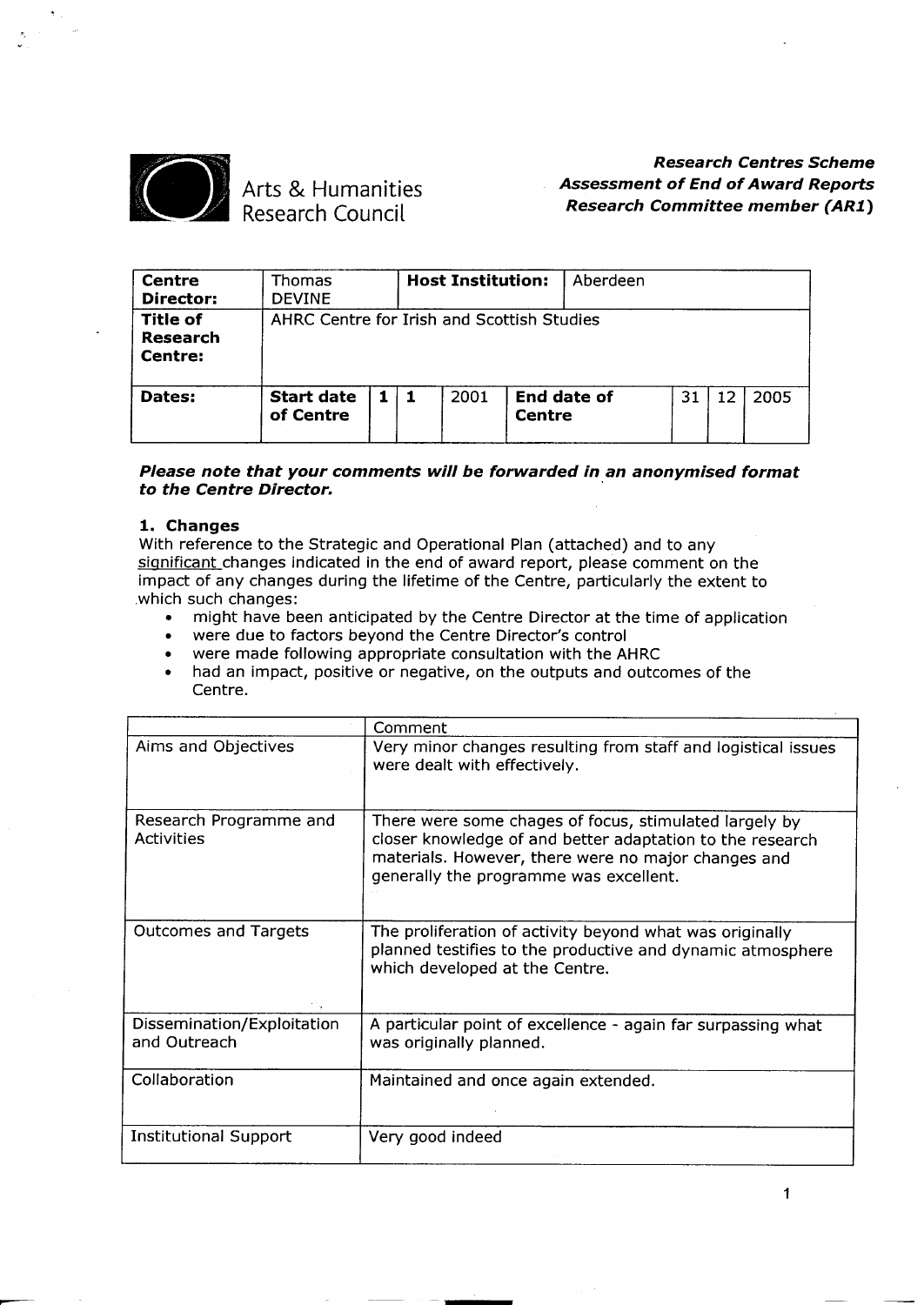Arts & Humanities Research Council

***Research Centres Scheme***
***Assessment of End of Award Reports***
***Research Committee member (AR1)***

| **Centre Director:** | Thomas DEVINE | | | **Host Institution:** | | Aberdeen | | | |
|---|---|---|---|---|---|---|---|---|---|
| **Title of Research Centre:** | AHRC Centre for Irish and Scottish Studies | | | | | | | | |
| **Dates:** | **Start date of Centre** | **1** | **1** | 2001 | **End date of Centre** | | 31 | 12 | 2005 |

***Please note that your comments will be forwarded in an anonymised format to the Centre Director.***

**1. Changes**

With reference to the Strategic and Operational Plan (attached) and to any significant changes indicated in the end of award report, please comment on the impact of any changes during the lifetime of the Centre, particularly the extent to which such changes:

- might have been anticipated by the Centre Director at the time of application
- were due to factors beyond the Centre Director's control
- were made following appropriate consultation with the AHRC
- had an impact, positive or negative, on the outputs and outcomes of the Centre.

| | Comment |
|---|---|
| Aims and Objectives | Very minor changes resulting from staff and logistical issues were dealt with effectively. |
| Research Programme and Activities | There were some chages of focus, stimulated largely by closer knowledge of and better adaptation to the research materials. However, there were no major changes and generally the programme was excellent. |
| Outcomes and Targets | The proliferation of activity beyond what was originally planned testifies to the productive and dynamic atmosphere which developed at the Centre. |
| Dissemination/Exploitation and Outreach | A particular point of excellence - again far surpassing what was originally planned. |
| Collaboration | Maintained and once again extended. |
| Institutional Support | Very good indeed |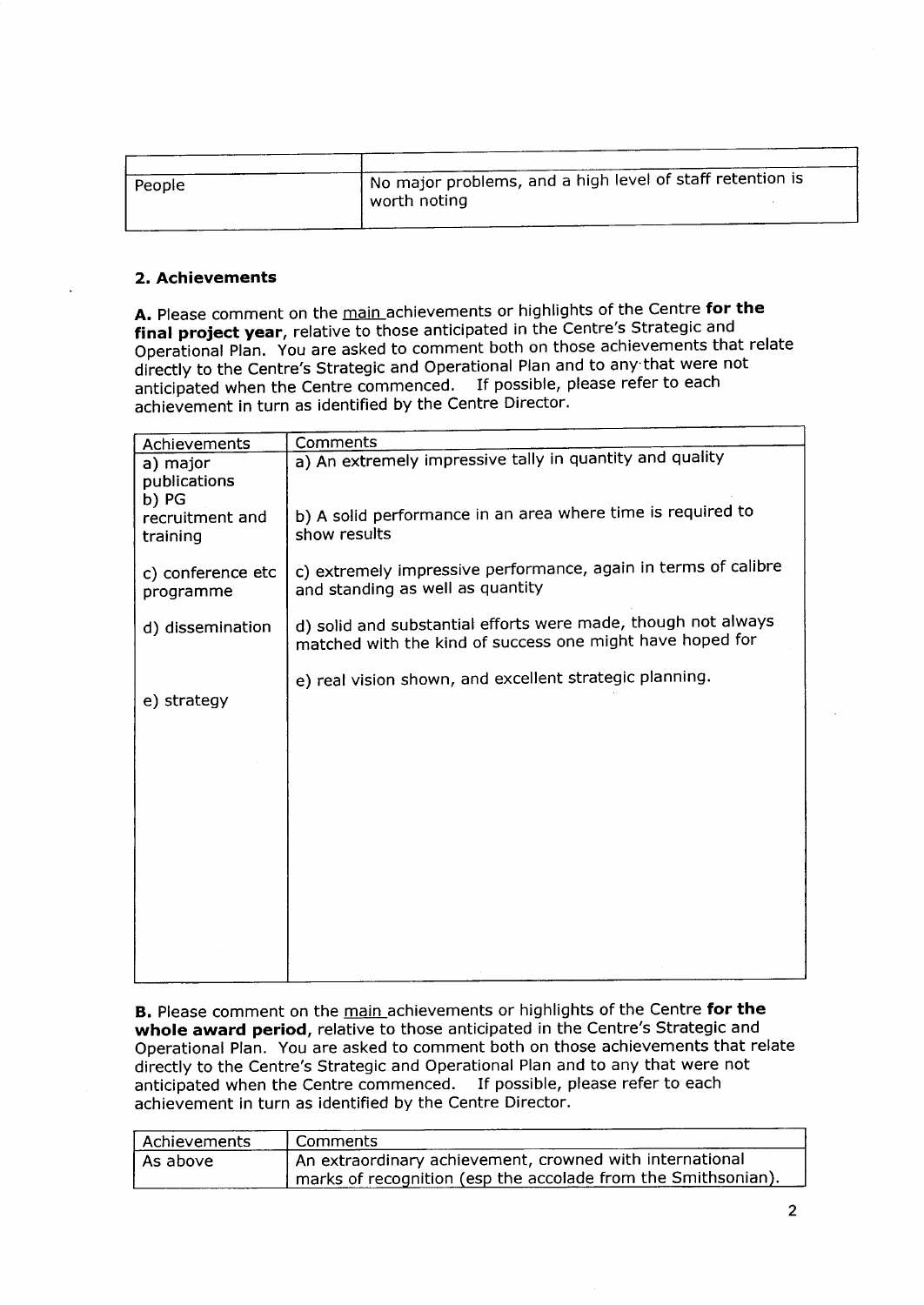| | |
|---|---|
| People | No major problems, and a high level of staff retention is worth noting |

## 2. Achievements

**A.** Please comment on the main achievements or highlights of the Centre **for the final project year**, relative to those anticipated in the Centre's Strategic and Operational Plan. You are asked to comment both on those achievements that relate directly to the Centre's Strategic and Operational Plan and to any that were not anticipated when the Centre commenced. If possible, please refer to each achievement in turn as identified by the Centre Director.

| Achievements | Comments |
|---|---|
| a) major publications | a) An extremely impressive tally in quantity and quality |
| b) PG recruitment and training | b) A solid performance in an area where time is required to show results |
| c) conference etc programme | c) extremely impressive performance, again in terms of calibre and standing as well as quantity |
| d) dissemination | d) solid and substantial efforts were made, though not always matched with the kind of success one might have hoped for |
| e) strategy | e) real vision shown, and excellent strategic planning. |

**B.** Please comment on the main achievements or highlights of the Centre **for the whole award period**, relative to those anticipated in the Centre's Strategic and Operational Plan. You are asked to comment both on those achievements that relate directly to the Centre's Strategic and Operational Plan and to any that were not anticipated when the Centre commenced. If possible, please refer to each achievement in turn as identified by the Centre Director.

| Achievements | Comments |
|---|---|
| As above | An extraordinary achievement, crowned with international marks of recognition (esp the accolade from the Smithsonian). |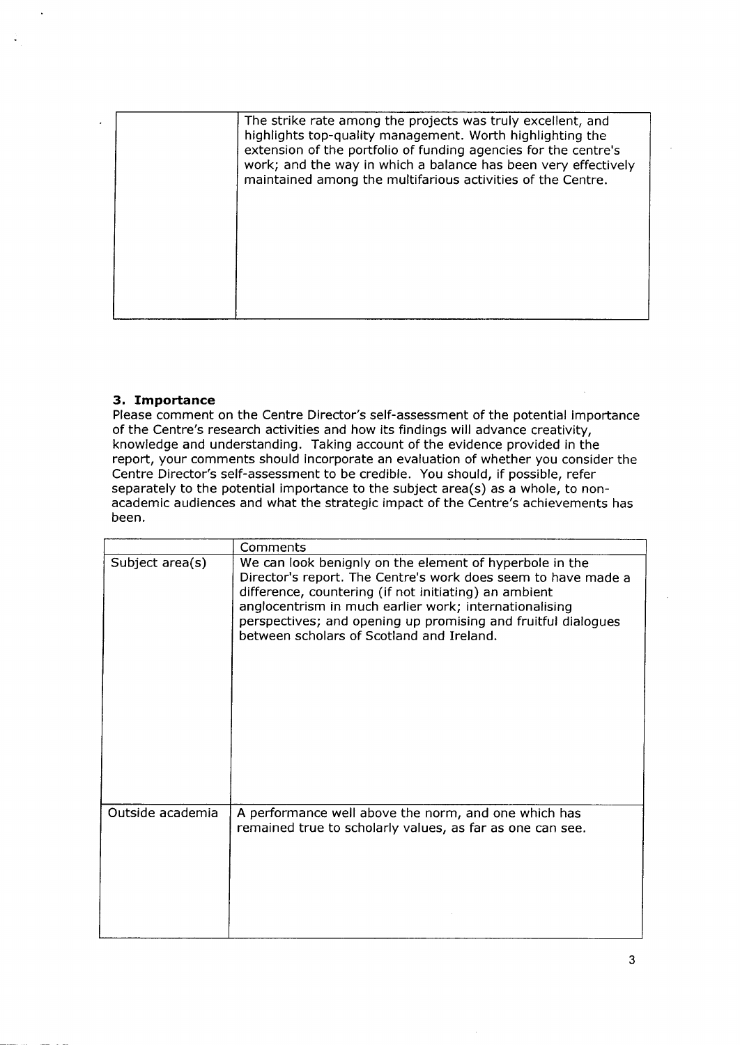| | |
|---|---|
| | The strike rate among the projects was truly excellent, and highlights top-quality management. Worth highlighting the extension of the portfolio of funding agencies for the centre's work; and the way in which a balance has been very effectively maintained among the multifarious activities of the Centre. |

### 3. Importance

Please comment on the Centre Director's self-assessment of the potential importance of the Centre's research activities and how its findings will advance creativity, knowledge and understanding. Taking account of the evidence provided in the report, your comments should incorporate an evaluation of whether you consider the Centre Director's self-assessment to be credible. You should, if possible, refer separately to the potential importance to the subject area(s) as a whole, to non-academic audiences and what the strategic impact of the Centre's achievements has been.

| | Comments |
|---|---|
| Subject area(s) | We can look benignly on the element of hyperbole in the Director's report. The Centre's work does seem to have made a difference, countering (if not initiating) an ambient anglocentrism in much earlier work; internationalising perspectives; and opening up promising and fruitful dialogues between scholars of Scotland and Ireland. |
| Outside academia | A performance well above the norm, and one which has remained true to scholarly values, as far as one can see. |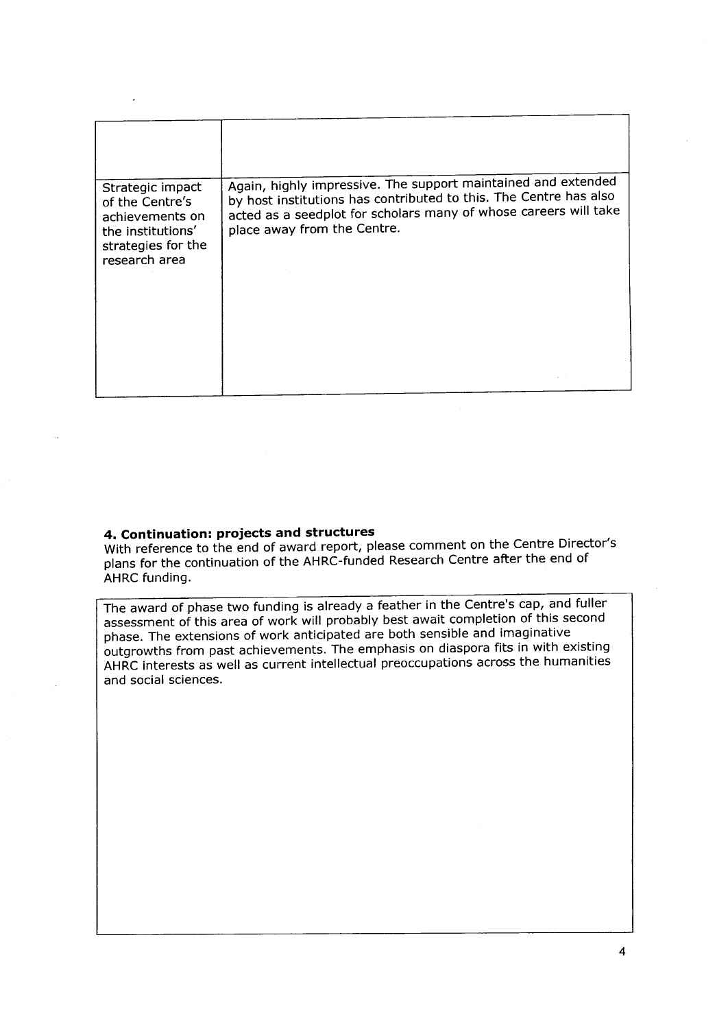| | |
|---|---|
| | |
| Strategic impact of the Centre's achievements on the institutions' strategies for the research area | Again, highly impressive. The support maintained and extended by host institutions has contributed to this. The Centre has also acted as a seedplot for scholars many of whose careers will take place away from the Centre. |

## 4. Continuation: projects and structures

With reference to the end of award report, please comment on the Centre Director's plans for the continuation of the AHRC-funded Research Centre after the end of AHRC funding.

The award of phase two funding is already a feather in the Centre's cap, and fuller assessment of this area of work will probably best await completion of this second phase. The extensions of work anticipated are both sensible and imaginative outgrowths from past achievements. The emphasis on diaspora fits in with existing AHRC interests as well as current intellectual preoccupations across the humanities and social sciences.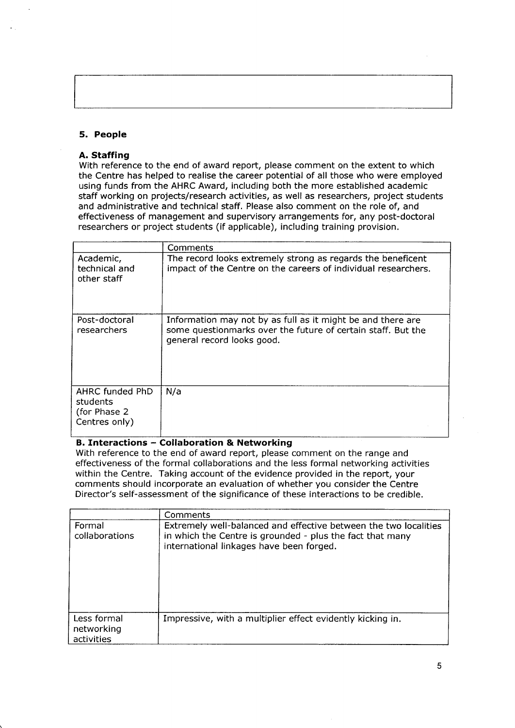## 5. People

### A. Staffing

With reference to the end of award report, please comment on the extent to which the Centre has helped to realise the career potential of all those who were employed using funds from the AHRC Award, including both the more established academic staff working on projects/research activities, as well as researchers, project students and administrative and technical staff. Please also comment on the role of, and effectiveness of management and supervisory arrangements for, any post-doctoral researchers or project students (if applicable), including training provision.

| | Comments |
|---|---|
| Academic, technical and other staff | The record looks extremely strong as regards the beneficent impact of the Centre on the careers of individual researchers. |
| Post-doctoral researchers | Information may not by as full as it might be and there are some questionmarks over the future of certain staff. But the general record looks good. |
| AHRC funded PhD students (for Phase 2 Centres only) | N/a |

### B. Interactions – Collaboration & Networking

With reference to the end of award report, please comment on the range and effectiveness of the formal collaborations and the less formal networking activities within the Centre. Taking account of the evidence provided in the report, your comments should incorporate an evaluation of whether you consider the Centre Director's self-assessment of the significance of these interactions to be credible.

| | Comments |
|---|---|
| Formal collaborations | Extremely well-balanced and effective between the two localities in which the Centre is grounded - plus the fact that many international linkages have been forged. |
| Less formal networking activities | Impressive, with a multiplier effect evidently kicking in. |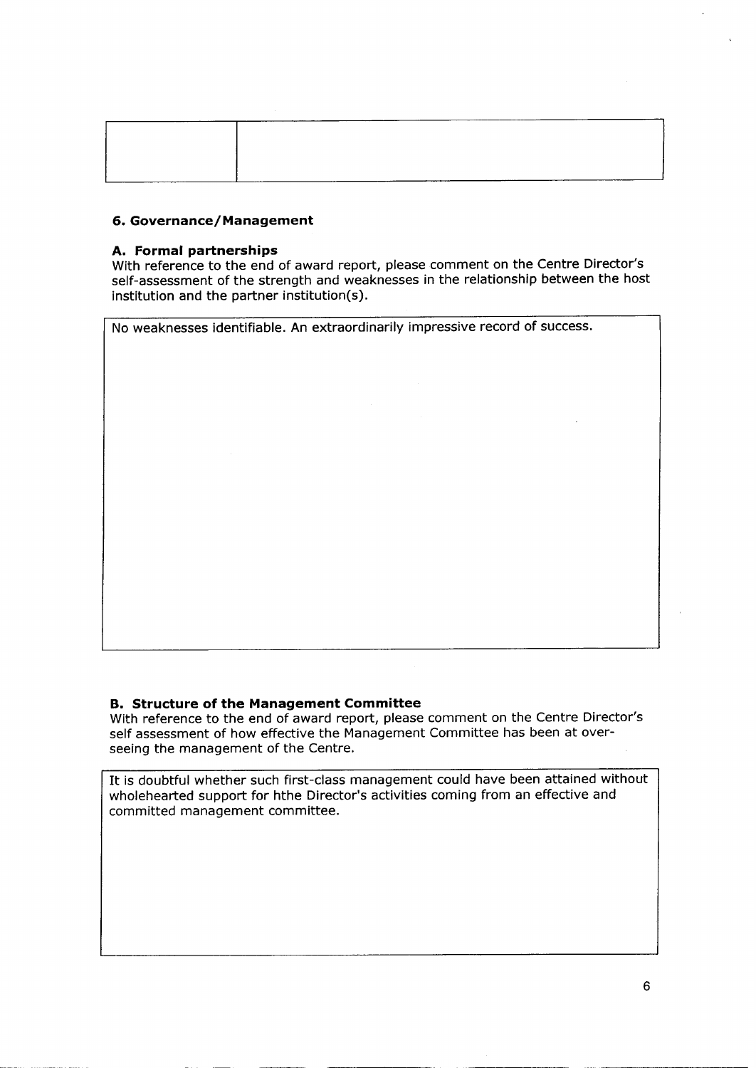| | |
|---|---|
| | |

## 6. Governance/Management

### A. Formal partnerships

With reference to the end of award report, please comment on the Centre Director's self-assessment of the strength and weaknesses in the relationship between the host institution and the partner institution(s).

No weaknesses identifiable. An extraordinarily impressive record of success.

### B. Structure of the Management Committee

With reference to the end of award report, please comment on the Centre Director's self assessment of how effective the Management Committee has been at over-seeing the management of the Centre.

It is doubtful whether such first-class management could have been attained without wholehearted support for hthe Director's activities coming from an effective and committed management committee.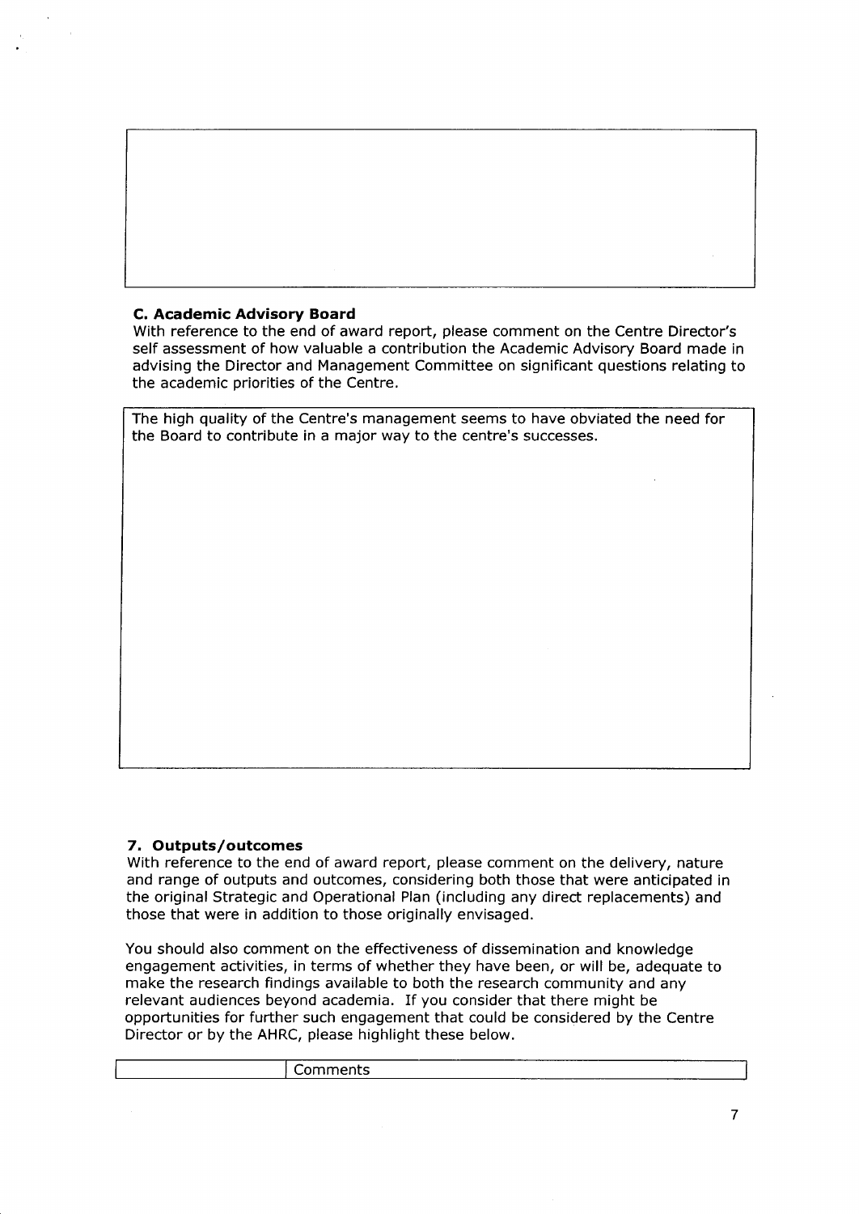### C. Academic Advisory Board

With reference to the end of award report, please comment on the Centre Director's self assessment of how valuable a contribution the Academic Advisory Board made in advising the Director and Management Committee on significant questions relating to the academic priorities of the Centre.

The high quality of the Centre's management seems to have obviated the need for the Board to contribute in a major way to the centre's successes.

### 7. Outputs/outcomes

With reference to the end of award report, please comment on the delivery, nature and range of outputs and outcomes, considering both those that were anticipated in the original Strategic and Operational Plan (including any direct replacements) and those that were in addition to those originally envisaged.

You should also comment on the effectiveness of dissemination and knowledge engagement activities, in terms of whether they have been, or will be, adequate to make the research findings available to both the research community and any relevant audiences beyond academia. If you consider that there might be opportunities for further such engagement that could be considered by the Centre Director or by the AHRC, please highlight these below.

| | Comments |
|---|---|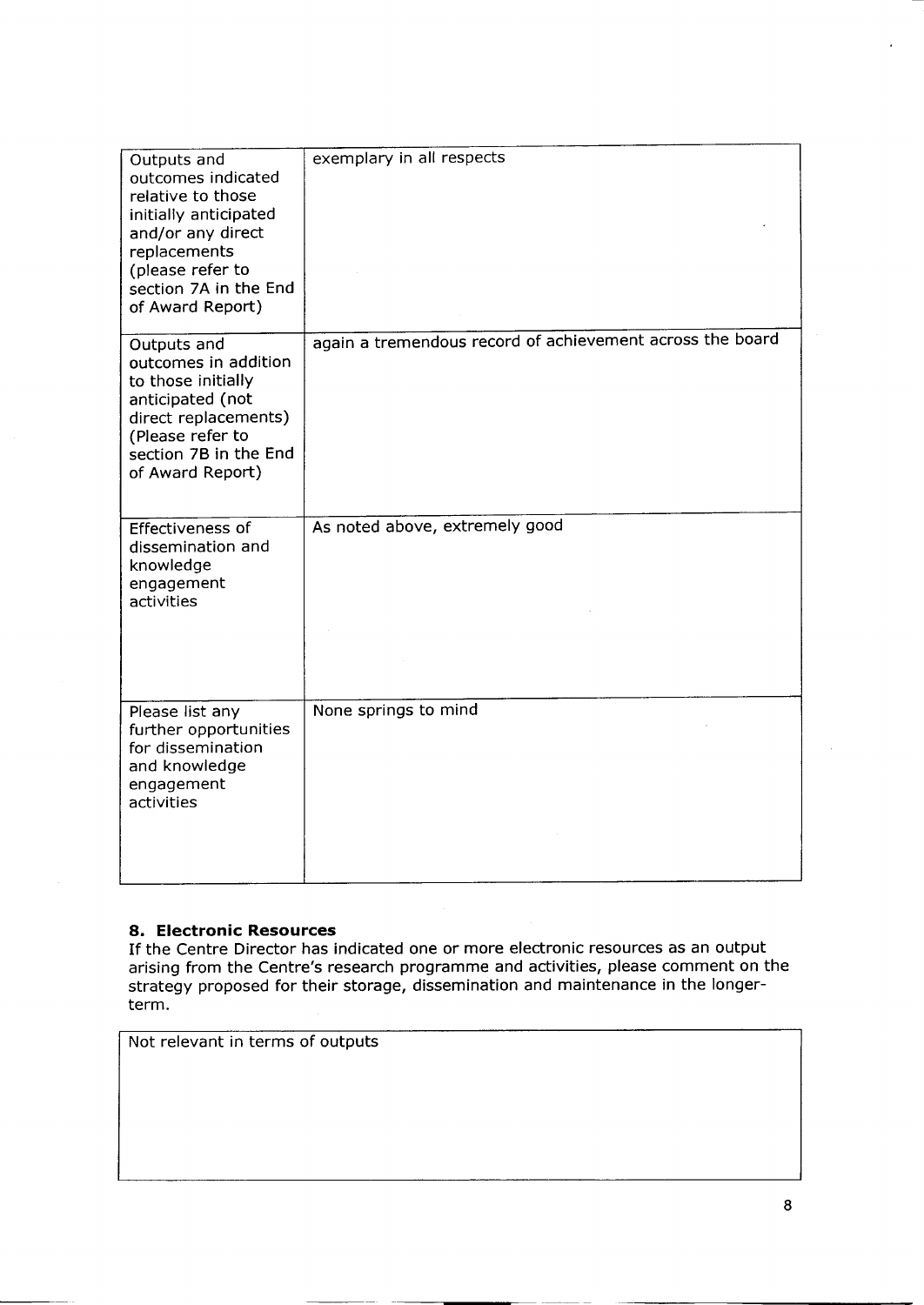| | |
|---|---|
| Outputs and outcomes indicated relative to those initially anticipated and/or any direct replacements (please refer to section 7A in the End of Award Report) | exemplary in all respects |
| Outputs and outcomes in addition to those initially anticipated (not direct replacements) (Please refer to section 7B in the End of Award Report) | again a tremendous record of achievement across the board |
| Effectiveness of dissemination and knowledge engagement activities | As noted above, extremely good |
| Please list any further opportunities for dissemination and knowledge engagement activities | None springs to mind |

**8. Electronic Resources**

If the Centre Director has indicated one or more electronic resources as an output arising from the Centre's research programme and activities, please comment on the strategy proposed for their storage, dissemination and maintenance in the longer-term.

| |
|---|
| Not relevant in terms of outputs |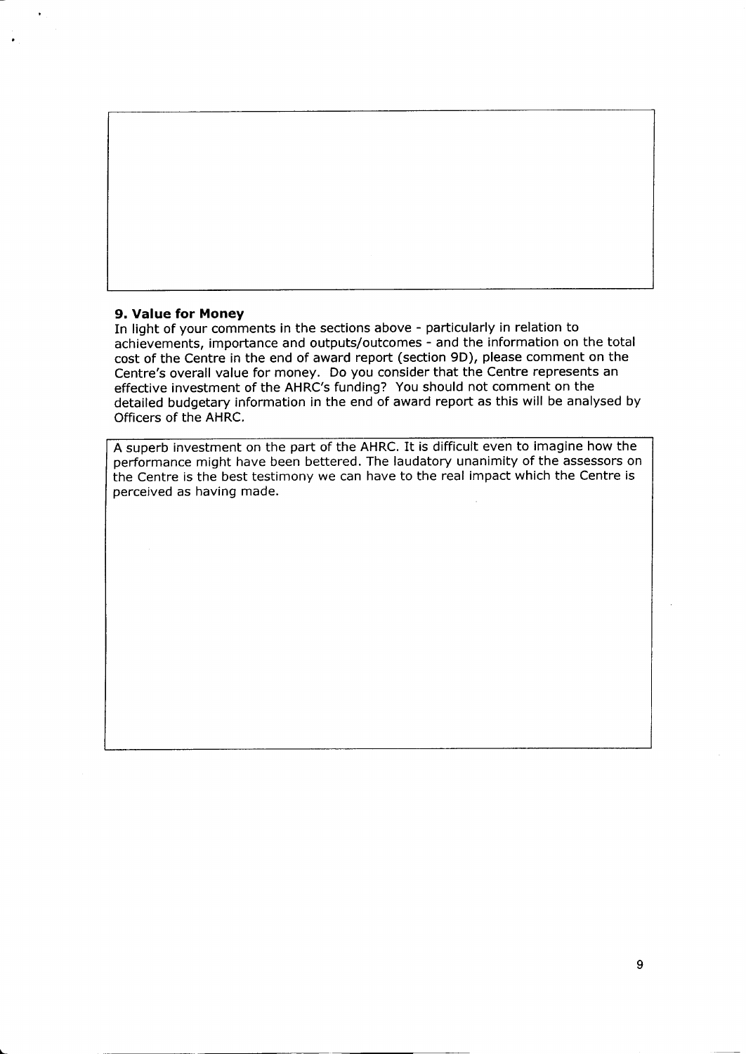### 9. Value for Money

In light of your comments in the sections above - particularly in relation to achievements, importance and outputs/outcomes - and the information on the total cost of the Centre in the end of award report (section 9D), please comment on the Centre's overall value for money. Do you consider that the Centre represents an effective investment of the AHRC's funding? You should not comment on the detailed budgetary information in the end of award report as this will be analysed by Officers of the AHRC.

A superb investment on the part of the AHRC. It is difficult even to imagine how the performance might have been bettered. The laudatory unanimity of the assessors on the Centre is the best testimony we can have to the real impact which the Centre is perceived as having made.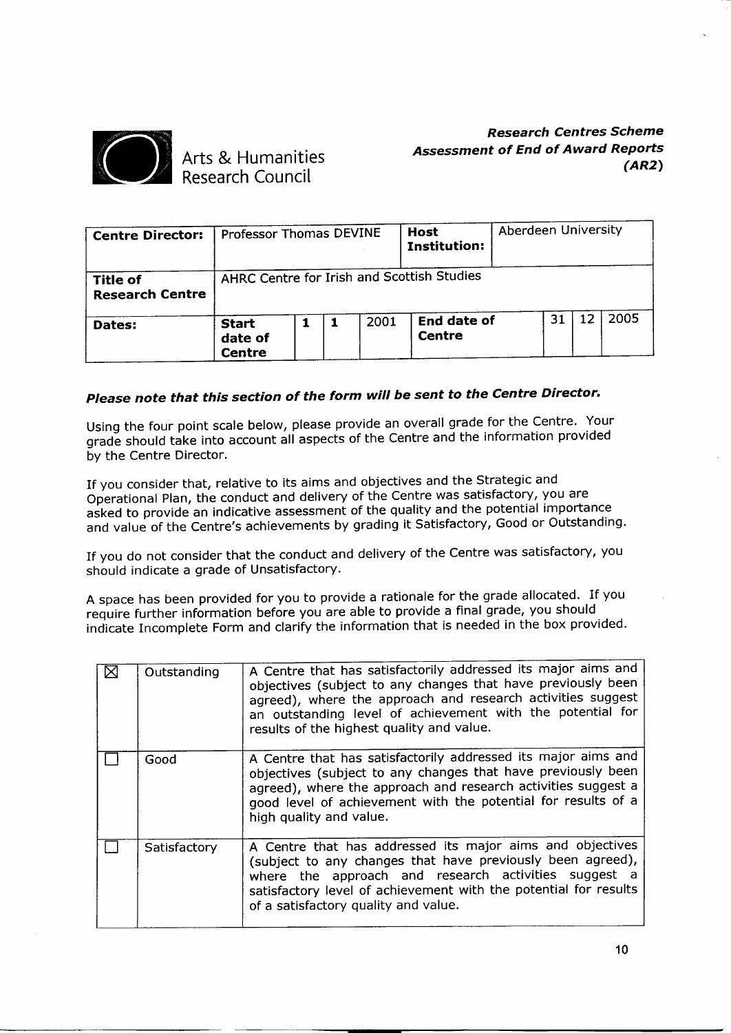**Arts & Humanities Research Council**

***Research Centres Scheme***
***Assessment of End of Award Reports***
***(AR2)***

| **Centre Director:** | Professor Thomas DEVINE | | | | **Host Institution:** | Aberdeen University | | | |
|---|---|---|---|---|---|---|---|---|---|
| **Title of Research Centre** | AHRC Centre for Irish and Scottish Studies | | | | | | | | |
| **Dates:** | **Start date of Centre** | 1 | 1 | 2001 | **End date of Centre** | | 31 | 12 | 2005 |

## *Please note that this section of the form will be sent to the Centre Director.*

Using the four point scale below, please provide an overall grade for the Centre. Your grade should take into account all aspects of the Centre and the information provided by the Centre Director.

If you consider that, relative to its aims and objectives and the Strategic and Operational Plan, the conduct and delivery of the Centre was satisfactory, you are asked to provide an indicative assessment of the quality and the potential importance and value of the Centre's achievements by grading it Satisfactory, Good or Outstanding.

If you do not consider that the conduct and delivery of the Centre was satisfactory, you should indicate a grade of Unsatisfactory.

A space has been provided for you to provide a rationale for the grade allocated. If you require further information before you are able to provide a final grade, you should indicate Incomplete Form and clarify the information that is needed in the box provided.

| | | |
|---|---|---|
| ☒ | Outstanding | A Centre that has satisfactorily addressed its major aims and objectives (subject to any changes that have previously been agreed), where the approach and research activities suggest an outstanding level of achievement with the potential for results of the highest quality and value. |
| ☐ | Good | A Centre that has satisfactorily addressed its major aims and objectives (subject to any changes that have previously been agreed), where the approach and research activities suggest a good level of achievement with the potential for results of a high quality and value. |
| ☐ | Satisfactory | A Centre that has addressed its major aims and objectives (subject to any changes that have previously been agreed), where the approach and research activities suggest a satisfactory level of achievement with the potential for results of a satisfactory quality and value. |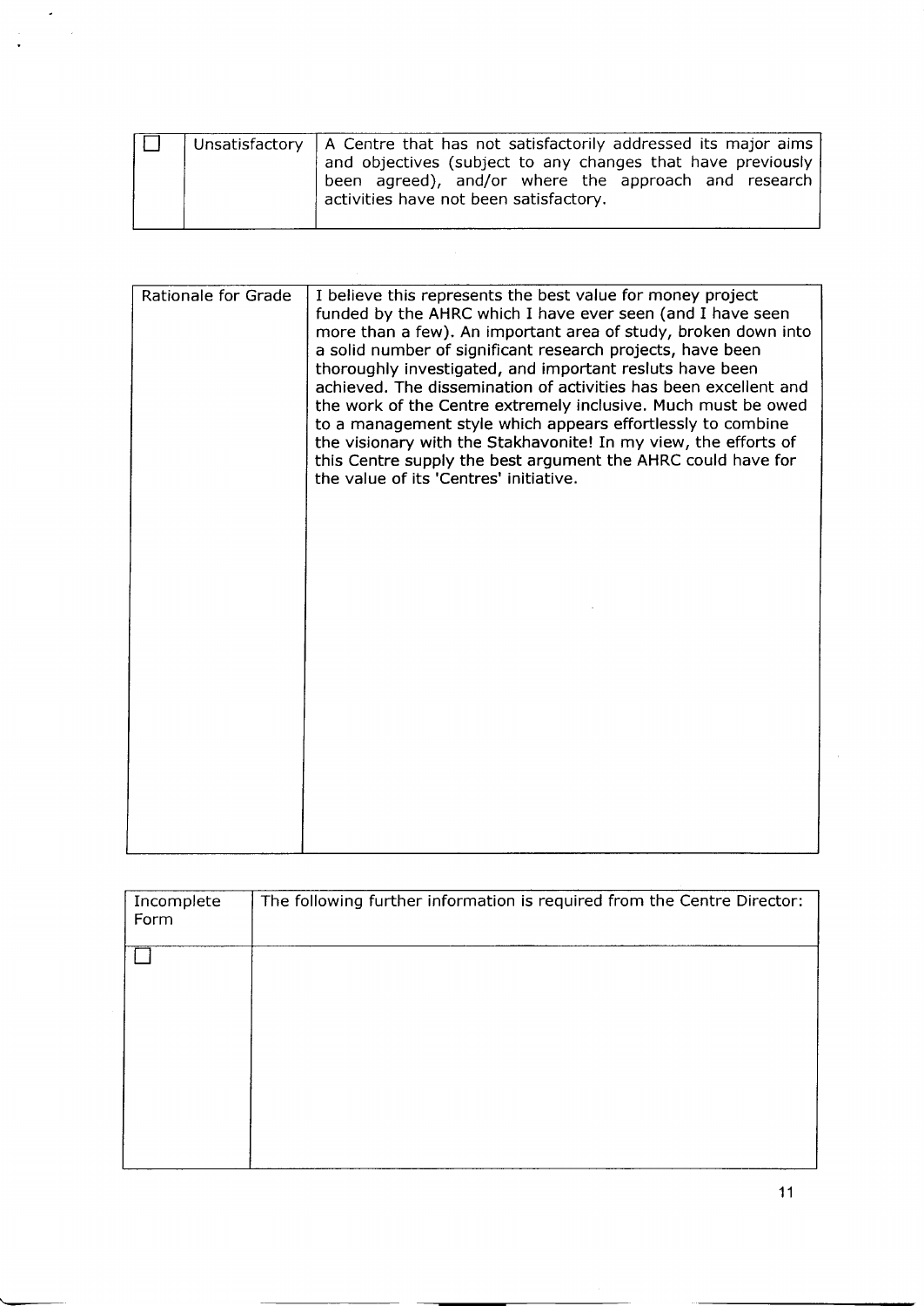| | | |
|---|---|---|
| ☐ | Unsatisfactory | A Centre that has not satisfactorily addressed its major aims and objectives (subject to any changes that have previously been agreed), and/or where the approach and research activities have not been satisfactory. |

| | |
|---|---|
| Rationale for Grade | I believe this represents the best value for money project funded by the AHRC which I have ever seen (and I have seen more than a few). An important area of study, broken down into a solid number of significant research projects, have been thoroughly investigated, and important resluts have been achieved. The dissemination of activities has been excellent and the work of the Centre extremely inclusive. Much must be owed to a management style which appears effortlessly to combine the visionary with the Stakhavonite! In my view, the efforts of this Centre supply the best argument the AHRC could have for the value of its 'Centres' initiative. |

| Incomplete Form | The following further information is required from the Centre Director: |
|---|---|
| ☐ | |